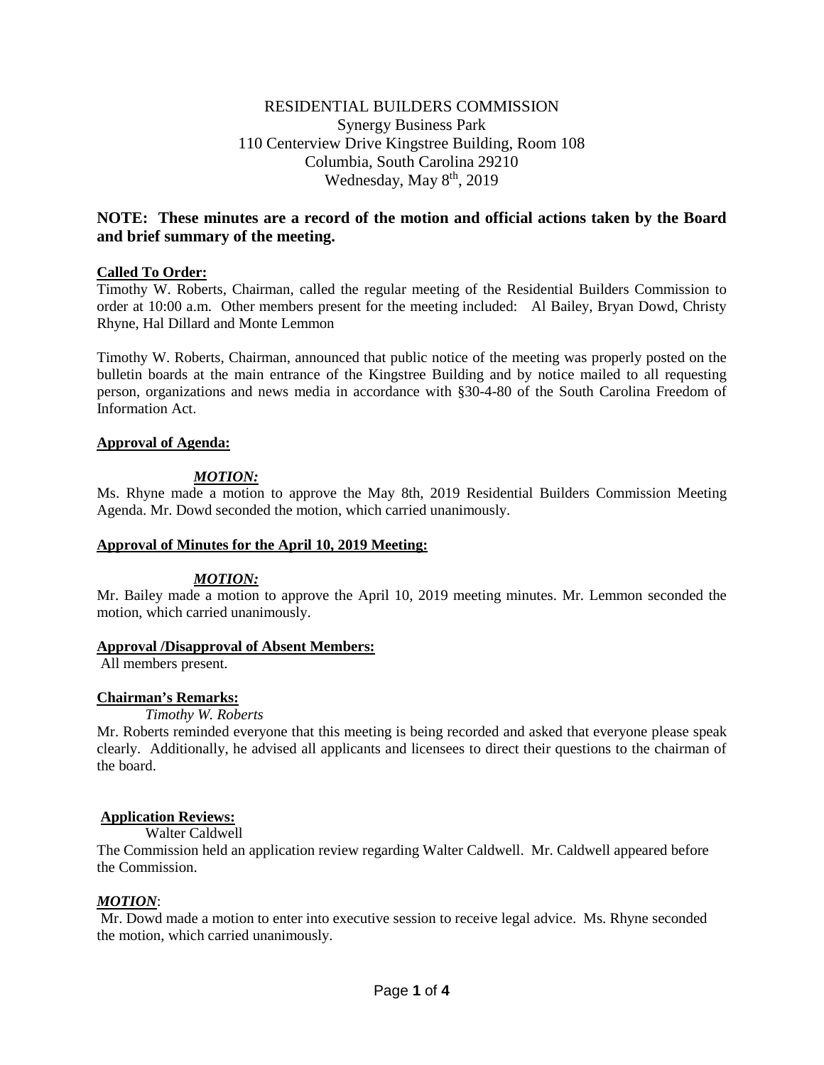RESIDENTIAL BUILDERS COMMISSION
Synergy Business Park
110 Centerview Drive Kingstree Building, Room 108
Columbia, South Carolina 29210
Wednesday, May 8th, 2019

**NOTE: These minutes are a record of the motion and official actions taken by the Board and brief summary of the meeting.**

**Called To Order:**

Timothy W. Roberts, Chairman, called the regular meeting of the Residential Builders Commission to order at 10:00 a.m. Other members present for the meeting included: Al Bailey, Bryan Dowd, Christy Rhyne, Hal Dillard and Monte Lemmon

Timothy W. Roberts, Chairman, announced that public notice of the meeting was properly posted on the bulletin boards at the main entrance of the Kingstree Building and by notice mailed to all requesting person, organizations and news media in accordance with §30-4-80 of the South Carolina Freedom of Information Act.

**Approval of Agenda:**

***MOTION:***

Ms. Rhyne made a motion to approve the May 8th, 2019 Residential Builders Commission Meeting Agenda. Mr. Dowd seconded the motion, which carried unanimously.

**Approval of Minutes for the April 10, 2019 Meeting:**

***MOTION:***

Mr. Bailey made a motion to approve the April 10, 2019 meeting minutes. Mr. Lemmon seconded the motion, which carried unanimously.

**Approval /Disapproval of Absent Members:**

All members present.

**Chairman's Remarks:**

*Timothy W. Roberts*

Mr. Roberts reminded everyone that this meeting is being recorded and asked that everyone please speak clearly. Additionally, he advised all applicants and licensees to direct their questions to the chairman of the board.

**Application Reviews:**

Walter Caldwell

The Commission held an application review regarding Walter Caldwell. Mr. Caldwell appeared before the Commission.

***MOTION***:

Mr. Dowd made a motion to enter into executive session to receive legal advice. Ms. Rhyne seconded the motion, which carried unanimously.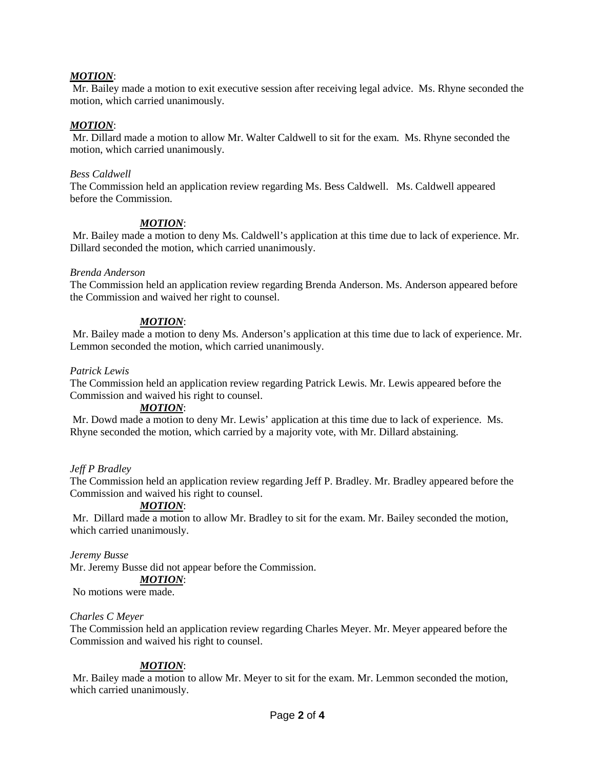***MOTION***:
Mr. Bailey made a motion to exit executive session after receiving legal advice. Ms. Rhyne seconded the motion, which carried unanimously.

***MOTION***:
Mr. Dillard made a motion to allow Mr. Walter Caldwell to sit for the exam. Ms. Rhyne seconded the motion, which carried unanimously.

*Bess Caldwell*
The Commission held an application review regarding Ms. Bess Caldwell. Ms. Caldwell appeared before the Commission.

***MOTION***:
Mr. Bailey made a motion to deny Ms. Caldwell's application at this time due to lack of experience. Mr. Dillard seconded the motion, which carried unanimously.

*Brenda Anderson*
The Commission held an application review regarding Brenda Anderson. Ms. Anderson appeared before the Commission and waived her right to counsel.

***MOTION***:
Mr. Bailey made a motion to deny Ms. Anderson's application at this time due to lack of experience. Mr. Lemmon seconded the motion, which carried unanimously.

*Patrick Lewis*
The Commission held an application review regarding Patrick Lewis. Mr. Lewis appeared before the Commission and waived his right to counsel.

***MOTION***:
Mr. Dowd made a motion to deny Mr. Lewis' application at this time due to lack of experience. Ms. Rhyne seconded the motion, which carried by a majority vote, with Mr. Dillard abstaining.

*Jeff P Bradley*
The Commission held an application review regarding Jeff P. Bradley. Mr. Bradley appeared before the Commission and waived his right to counsel.

***MOTION***:
Mr. Dillard made a motion to allow Mr. Bradley to sit for the exam. Mr. Bailey seconded the motion, which carried unanimously.

*Jeremy Busse*
Mr. Jeremy Busse did not appear before the Commission.

***MOTION***:
No motions were made.

*Charles C Meyer*
The Commission held an application review regarding Charles Meyer. Mr. Meyer appeared before the Commission and waived his right to counsel.

***MOTION***:
Mr. Bailey made a motion to allow Mr. Meyer to sit for the exam. Mr. Lemmon seconded the motion, which carried unanimously.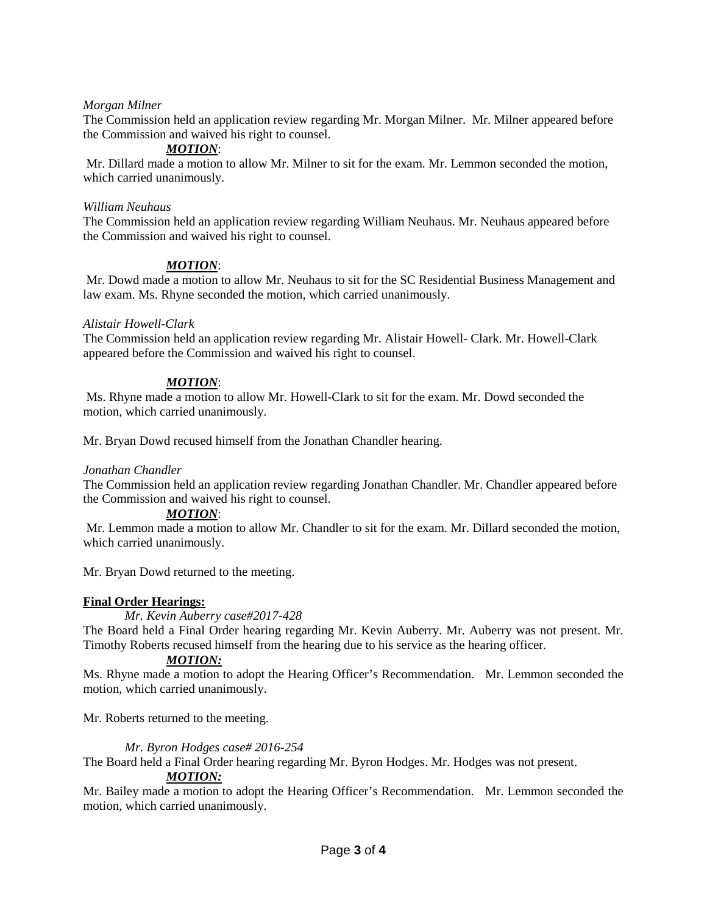*Morgan Milner*

The Commission held an application review regarding Mr. Morgan Milner. Mr. Milner appeared before the Commission and waived his right to counsel.

***MOTION***:

Mr. Dillard made a motion to allow Mr. Milner to sit for the exam. Mr. Lemmon seconded the motion, which carried unanimously.

*William Neuhaus*

The Commission held an application review regarding William Neuhaus. Mr. Neuhaus appeared before the Commission and waived his right to counsel.

***MOTION***:

Mr. Dowd made a motion to allow Mr. Neuhaus to sit for the SC Residential Business Management and law exam. Ms. Rhyne seconded the motion, which carried unanimously.

*Alistair Howell-Clark*

The Commission held an application review regarding Mr. Alistair Howell- Clark. Mr. Howell-Clark appeared before the Commission and waived his right to counsel.

***MOTION***:

Ms. Rhyne made a motion to allow Mr. Howell-Clark to sit for the exam. Mr. Dowd seconded the motion, which carried unanimously.

Mr. Bryan Dowd recused himself from the Jonathan Chandler hearing.

*Jonathan Chandler*

The Commission held an application review regarding Jonathan Chandler. Mr. Chandler appeared before the Commission and waived his right to counsel.

***MOTION***:

Mr. Lemmon made a motion to allow Mr. Chandler to sit for the exam. Mr. Dillard seconded the motion, which carried unanimously.

Mr. Bryan Dowd returned to the meeting.

**Final Order Hearings:**

*Mr. Kevin Auberry case#2017-428*

The Board held a Final Order hearing regarding Mr. Kevin Auberry. Mr. Auberry was not present. Mr. Timothy Roberts recused himself from the hearing due to his service as the hearing officer.

***MOTION:***

Ms. Rhyne made a motion to adopt the Hearing Officer's Recommendation. Mr. Lemmon seconded the motion, which carried unanimously.

Mr. Roberts returned to the meeting.

*Mr. Byron Hodges case# 2016-254*

The Board held a Final Order hearing regarding Mr. Byron Hodges. Mr. Hodges was not present.

***MOTION:***

Mr. Bailey made a motion to adopt the Hearing Officer's Recommendation. Mr. Lemmon seconded the motion, which carried unanimously.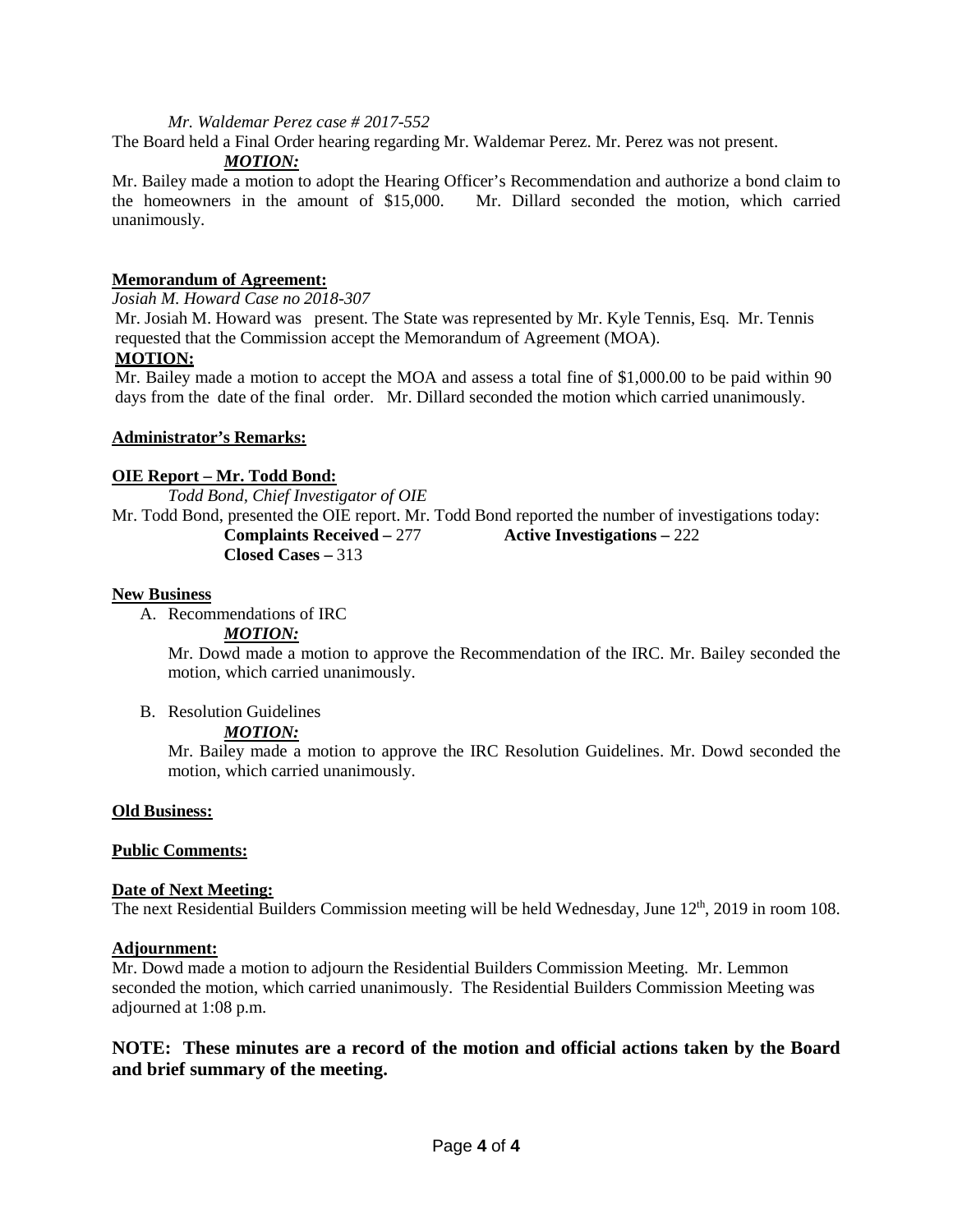*Mr. Waldemar Perez case # 2017-552*

The Board held a Final Order hearing regarding Mr. Waldemar Perez. Mr. Perez was not present.

***MOTION:***

Mr. Bailey made a motion to adopt the Hearing Officer's Recommendation and authorize a bond claim to the homeowners in the amount of $15,000. Mr. Dillard seconded the motion, which carried unanimously.

**Memorandum of Agreement:**

*Josiah M. Howard Case no 2018-307*

Mr. Josiah M. Howard was present. The State was represented by Mr. Kyle Tennis, Esq. Mr. Tennis requested that the Commission accept the Memorandum of Agreement (MOA).

**MOTION:**

Mr. Bailey made a motion to accept the MOA and assess a total fine of $1,000.00 to be paid within 90 days from the date of the final order. Mr. Dillard seconded the motion which carried unanimously.

**Administrator's Remarks:**

**OIE Report – Mr. Todd Bond:**

*Todd Bond, Chief Investigator of OIE*

Mr. Todd Bond, presented the OIE report. Mr. Todd Bond reported the number of investigations today:

**Complaints Received –** 277 **Active Investigations –** 222

**Closed Cases –** 313

**New Business**

A. Recommendations of IRC

***MOTION:***

Mr. Dowd made a motion to approve the Recommendation of the IRC. Mr. Bailey seconded the motion, which carried unanimously.

B. Resolution Guidelines

***MOTION:***

Mr. Bailey made a motion to approve the IRC Resolution Guidelines. Mr. Dowd seconded the motion, which carried unanimously.

**Old Business:**

**Public Comments:**

**Date of Next Meeting:**

The next Residential Builders Commission meeting will be held Wednesday, June 12th, 2019 in room 108.

**Adjournment:**

Mr. Dowd made a motion to adjourn the Residential Builders Commission Meeting. Mr. Lemmon seconded the motion, which carried unanimously. The Residential Builders Commission Meeting was adjourned at 1:08 p.m.

**NOTE: These minutes are a record of the motion and official actions taken by the Board and brief summary of the meeting.**